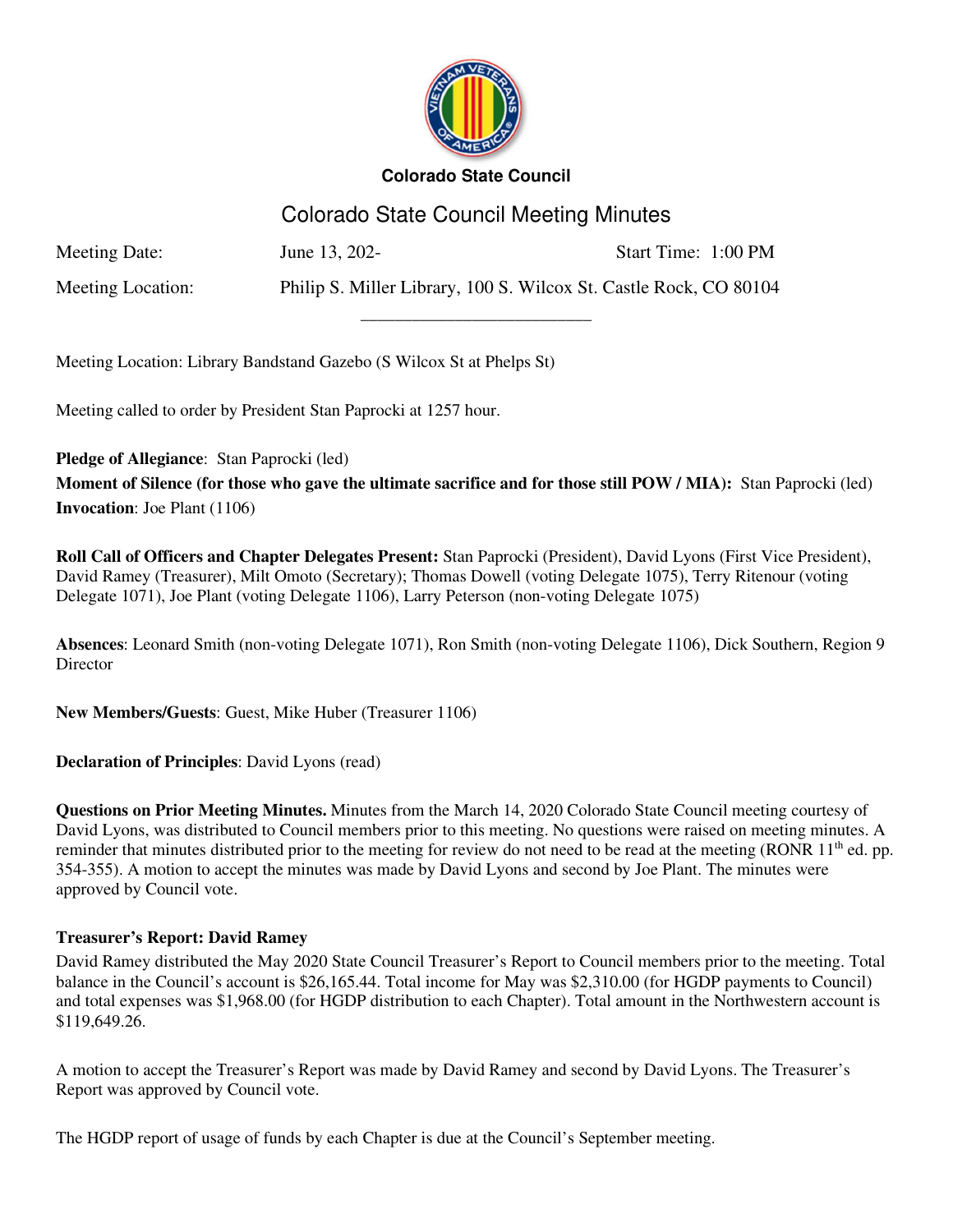**Colorado State Council**

# Colorado State Council Meeting Minutes

Meeting Date: June 13, 202- Start Time: 1:00 PM

Meeting Location: Philip S. Miller Library, 100 S. Wilcox St. Castle Rock, CO 80104

---

Meeting Location: Library Bandstand Gazebo (S Wilcox St at Phelps St)

Meeting called to order by President Stan Paprocki at 1257 hour.

**Pledge of Allegiance**: Stan Paprocki (led)

**Moment of Silence (for those who gave the ultimate sacrifice and for those still POW / MIA):** Stan Paprocki (led)

**Invocation**: Joe Plant (1106)

**Roll Call of Officers and Chapter Delegates Present:** Stan Paprocki (President), David Lyons (First Vice President), David Ramey (Treasurer), Milt Omoto (Secretary); Thomas Dowell (voting Delegate 1075), Terry Ritenour (voting Delegate 1071), Joe Plant (voting Delegate 1106), Larry Peterson (non-voting Delegate 1075)

**Absences**: Leonard Smith (non-voting Delegate 1071), Ron Smith (non-voting Delegate 1106), Dick Southern, Region 9 Director

**New Members/Guests**: Guest, Mike Huber (Treasurer 1106)

**Declaration of Principles**: David Lyons (read)

**Questions on Prior Meeting Minutes.** Minutes from the March 14, 2020 Colorado State Council meeting courtesy of David Lyons, was distributed to Council members prior to this meeting. No questions were raised on meeting minutes. A reminder that minutes distributed prior to the meeting for review do not need to be read at the meeting (RONR 11th ed. pp. 354-355). A motion to accept the minutes was made by David Lyons and second by Joe Plant. The minutes were approved by Council vote.

**Treasurer's Report: David Ramey**

David Ramey distributed the May 2020 State Council Treasurer's Report to Council members prior to the meeting. Total balance in the Council's account is $26,165.44. Total income for May was $2,310.00 (for HGDP payments to Council) and total expenses was $1,968.00 (for HGDP distribution to each Chapter). Total amount in the Northwestern account is $119,649.26.

A motion to accept the Treasurer's Report was made by David Ramey and second by David Lyons. The Treasurer's Report was approved by Council vote.

The HGDP report of usage of funds by each Chapter is due at the Council's September meeting.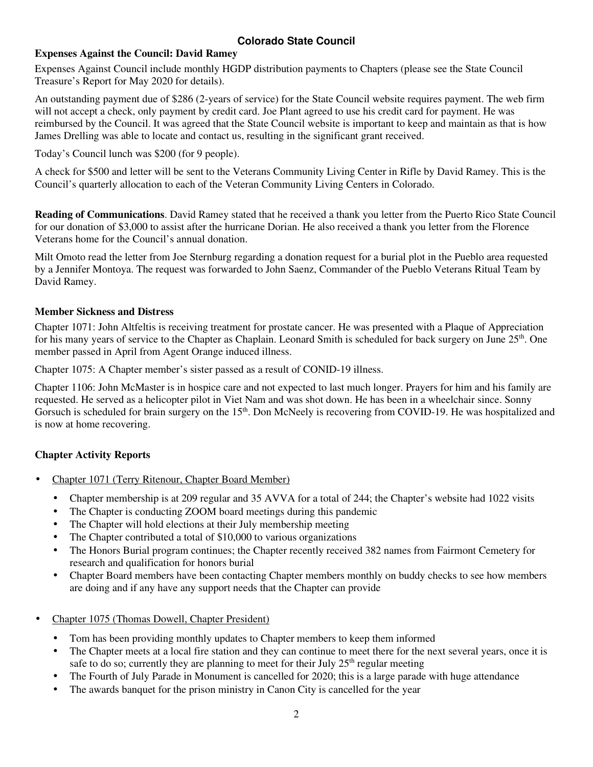## Colorado State Council

**Expenses Against the Council: David Ramey**

Expenses Against Council include monthly HGDP distribution payments to Chapters (please see the State Council Treasure's Report for May 2020 for details).

An outstanding payment due of $286 (2-years of service) for the State Council website requires payment. The web firm will not accept a check, only payment by credit card. Joe Plant agreed to use his credit card for payment. He was reimbursed by the Council. It was agreed that the State Council website is important to keep and maintain as that is how James Drelling was able to locate and contact us, resulting in the significant grant received.

Today's Council lunch was $200 (for 9 people).

A check for $500 and letter will be sent to the Veterans Community Living Center in Rifle by David Ramey. This is the Council's quarterly allocation to each of the Veteran Community Living Centers in Colorado.

**Reading of Communications**. David Ramey stated that he received a thank you letter from the Puerto Rico State Council for our donation of $3,000 to assist after the hurricane Dorian. He also received a thank you letter from the Florence Veterans home for the Council's annual donation.

Milt Omoto read the letter from Joe Sternburg regarding a donation request for a burial plot in the Pueblo area requested by a Jennifer Montoya. The request was forwarded to John Saenz, Commander of the Pueblo Veterans Ritual Team by David Ramey.

**Member Sickness and Distress**

Chapter 1071: John Altfeltis is receiving treatment for prostate cancer. He was presented with a Plaque of Appreciation for his many years of service to the Chapter as Chaplain. Leonard Smith is scheduled for back surgery on June 25th. One member passed in April from Agent Orange induced illness.

Chapter 1075: A Chapter member's sister passed as a result of CONID-19 illness.

Chapter 1106: John McMaster is in hospice care and not expected to last much longer. Prayers for him and his family are requested. He served as a helicopter pilot in Viet Nam and was shot down. He has been in a wheelchair since. Sonny Gorsuch is scheduled for brain surgery on the 15th. Don McNeely is recovering from COVID-19. He was hospitalized and is now at home recovering.

**Chapter Activity Reports**

- Chapter 1071 (Terry Ritenour, Chapter Board Member)
  - Chapter membership is at 209 regular and 35 AVVA for a total of 244; the Chapter's website had 1022 visits
  - The Chapter is conducting ZOOM board meetings during this pandemic
  - The Chapter will hold elections at their July membership meeting
  - The Chapter contributed a total of $10,000 to various organizations
  - The Honors Burial program continues; the Chapter recently received 382 names from Fairmont Cemetery for research and qualification for honors burial
  - Chapter Board members have been contacting Chapter members monthly on buddy checks to see how members are doing and if any have any support needs that the Chapter can provide

- Chapter 1075 (Thomas Dowell, Chapter President)
  - Tom has been providing monthly updates to Chapter members to keep them informed
  - The Chapter meets at a local fire station and they can continue to meet there for the next several years, once it is safe to do so; currently they are planning to meet for their July 25th regular meeting
  - The Fourth of July Parade in Monument is cancelled for 2020; this is a large parade with huge attendance
  - The awards banquet for the prison ministry in Canon City is cancelled for the year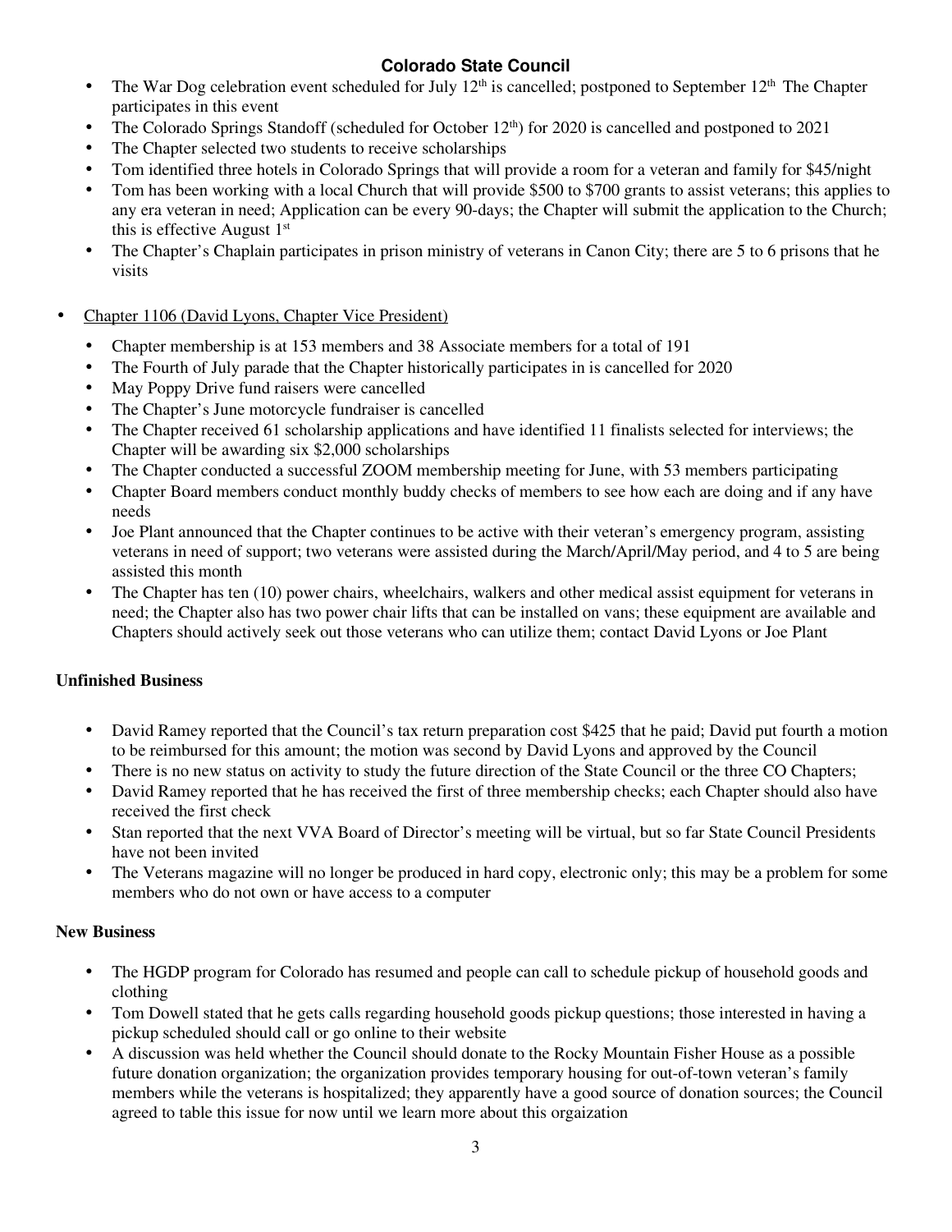**Colorado State Council**

- The War Dog celebration event scheduled for July 12th is cancelled; postponed to September 12th The Chapter participates in this event
- The Colorado Springs Standoff (scheduled for October 12th) for 2020 is cancelled and postponed to 2021
- The Chapter selected two students to receive scholarships
- Tom identified three hotels in Colorado Springs that will provide a room for a veteran and family for $45/night
- Tom has been working with a local Church that will provide $500 to $700 grants to assist veterans; this applies to any era veteran in need; Application can be every 90-days; the Chapter will submit the application to the Church; this is effective August 1st
- The Chapter's Chaplain participates in prison ministry of veterans in Canon City; there are 5 to 6 prisons that he visits

- Chapter 1106 (David Lyons, Chapter Vice President)
  - Chapter membership is at 153 members and 38 Associate members for a total of 191
  - The Fourth of July parade that the Chapter historically participates in is cancelled for 2020
  - May Poppy Drive fund raisers were cancelled
  - The Chapter's June motorcycle fundraiser is cancelled
  - The Chapter received 61 scholarship applications and have identified 11 finalists selected for interviews; the Chapter will be awarding six $2,000 scholarships
  - The Chapter conducted a successful ZOOM membership meeting for June, with 53 members participating
  - Chapter Board members conduct monthly buddy checks of members to see how each are doing and if any have needs
  - Joe Plant announced that the Chapter continues to be active with their veteran's emergency program, assisting veterans in need of support; two veterans were assisted during the March/April/May period, and 4 to 5 are being assisted this month
  - The Chapter has ten (10) power chairs, wheelchairs, walkers and other medical assist equipment for veterans in need; the Chapter also has two power chair lifts that can be installed on vans; these equipment are available and Chapters should actively seek out those veterans who can utilize them; contact David Lyons or Joe Plant

**Unfinished Business**

- David Ramey reported that the Council's tax return preparation cost $425 that he paid; David put fourth a motion to be reimbursed for this amount; the motion was second by David Lyons and approved by the Council
- There is no new status on activity to study the future direction of the State Council or the three CO Chapters;
- David Ramey reported that he has received the first of three membership checks; each Chapter should also have received the first check
- Stan reported that the next VVA Board of Director's meeting will be virtual, but so far State Council Presidents have not been invited
- The Veterans magazine will no longer be produced in hard copy, electronic only; this may be a problem for some members who do not own or have access to a computer

**New Business**

- The HGDP program for Colorado has resumed and people can call to schedule pickup of household goods and clothing
- Tom Dowell stated that he gets calls regarding household goods pickup questions; those interested in having a pickup scheduled should call or go online to their website
- A discussion was held whether the Council should donate to the Rocky Mountain Fisher House as a possible future donation organization; the organization provides temporary housing for out-of-town veteran's family members while the veterans is hospitalized; they apparently have a good source of donation sources; the Council agreed to table this issue for now until we learn more about this orgaization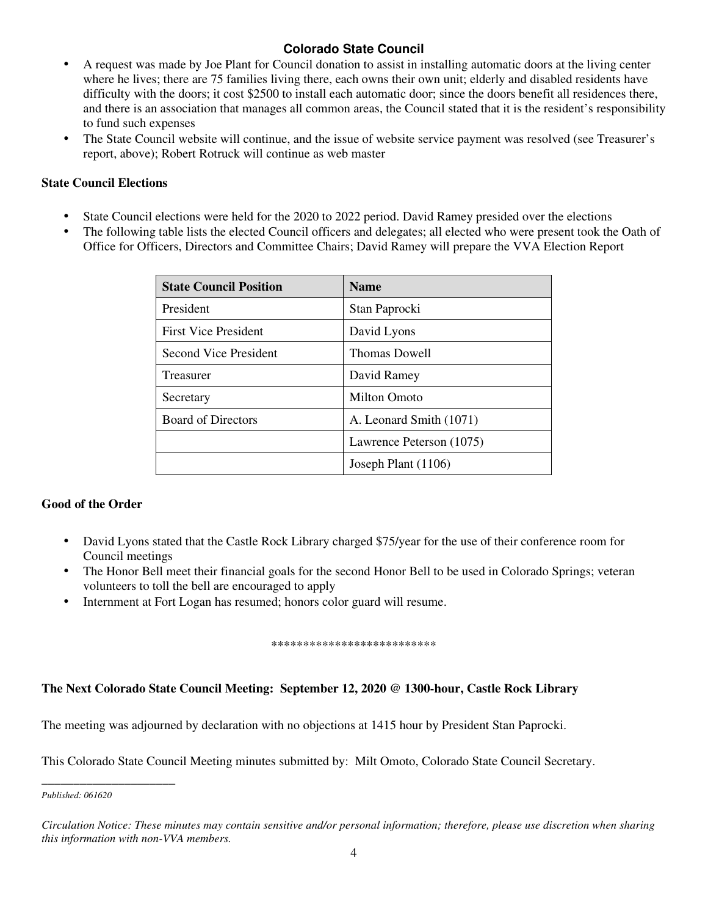**Colorado State Council**

- A request was made by Joe Plant for Council donation to assist in installing automatic doors at the living center where he lives; there are 75 families living there, each owns their own unit; elderly and disabled residents have difficulty with the doors; it cost $2500 to install each automatic door; since the doors benefit all residences there, and there is an association that manages all common areas, the Council stated that it is the resident's responsibility to fund such expenses
- The State Council website will continue, and the issue of website service payment was resolved (see Treasurer's report, above); Robert Rotruck will continue as web master

**State Council Elections**

- State Council elections were held for the 2020 to 2022 period. David Ramey presided over the elections
- The following table lists the elected Council officers and delegates; all elected who were present took the Oath of Office for Officers, Directors and Committee Chairs; David Ramey will prepare the VVA Election Report

| State Council Position | Name |
|---|---|
| President | Stan Paprocki |
| First Vice President | David Lyons |
| Second Vice President | Thomas Dowell |
| Treasurer | David Ramey |
| Secretary | Milton Omoto |
| Board of Directors | A. Leonard Smith (1071) |
| | Lawrence Peterson (1075) |
| | Joseph Plant (1106) |

**Good of the Order**

- David Lyons stated that the Castle Rock Library charged $75/year for the use of their conference room for Council meetings
- The Honor Bell meet their financial goals for the second Honor Bell to be used in Colorado Springs; veteran volunteers to toll the bell are encouraged to apply
- Internment at Fort Logan has resumed; honors color guard will resume.

**************************

**The Next Colorado State Council Meeting: September 12, 2020 @ 1300-hour, Castle Rock Library**

The meeting was adjourned by declaration with no objections at 1415 hour by President Stan Paprocki.

This Colorado State Council Meeting minutes submitted by: Milt Omoto, Colorado State Council Secretary.

_Published: 061620_

_Circulation Notice: These minutes may contain sensitive and/or personal information; therefore, please use discretion when sharing this information with non-VVA members._